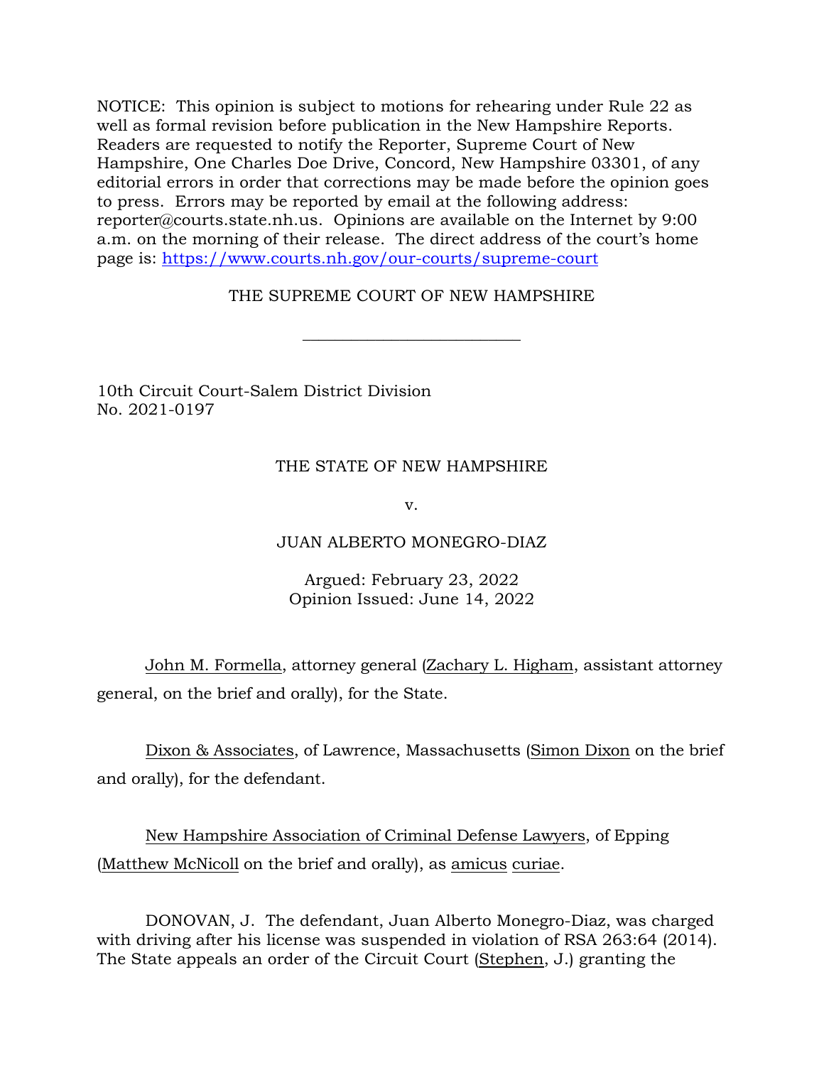NOTICE: This opinion is subject to motions for rehearing under Rule 22 as well as formal revision before publication in the New Hampshire Reports. Readers are requested to notify the Reporter, Supreme Court of New Hampshire, One Charles Doe Drive, Concord, New Hampshire 03301, of any editorial errors in order that corrections may be made before the opinion goes to press. Errors may be reported by email at the following address: reporter@courts.state.nh.us. Opinions are available on the Internet by 9:00 a.m. on the morning of their release. The direct address of the court's home page is: https://www.courts.nh.gov/our-courts/supreme-court

THE SUPREME COURT OF NEW HAMPSHIRE

\_\_\_\_\_\_\_\_\_\_\_\_\_\_\_\_\_\_\_\_\_\_\_\_\_\_\_

10th Circuit Court-Salem District Division
No. 2021-0197

THE STATE OF NEW HAMPSHIRE

v.

JUAN ALBERTO MONEGRO-DIAZ

Argued: February 23, 2022
Opinion Issued: June 14, 2022

John M. Formella, attorney general (Zachary L. Higham, assistant attorney general, on the brief and orally), for the State.

Dixon & Associates, of Lawrence, Massachusetts (Simon Dixon on the brief and orally), for the defendant.

New Hampshire Association of Criminal Defense Lawyers, of Epping (Matthew McNicoll on the brief and orally), as amicus curiae.

DONOVAN, J. The defendant, Juan Alberto Monegro-Diaz, was charged with driving after his license was suspended in violation of RSA 263:64 (2014). The State appeals an order of the Circuit Court (Stephen, J.) granting the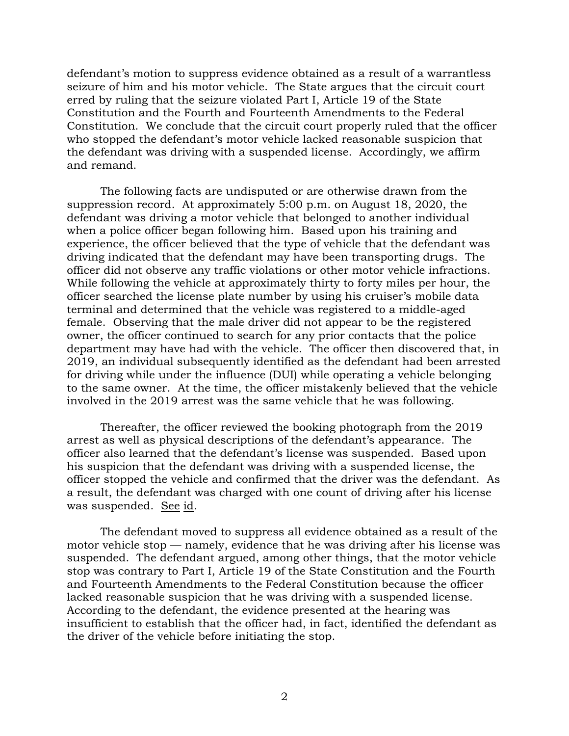defendant's motion to suppress evidence obtained as a result of a warrantless seizure of him and his motor vehicle. The State argues that the circuit court erred by ruling that the seizure violated Part I, Article 19 of the State Constitution and the Fourth and Fourteenth Amendments to the Federal Constitution. We conclude that the circuit court properly ruled that the officer who stopped the defendant's motor vehicle lacked reasonable suspicion that the defendant was driving with a suspended license. Accordingly, we affirm and remand.

The following facts are undisputed or are otherwise drawn from the suppression record. At approximately 5:00 p.m. on August 18, 2020, the defendant was driving a motor vehicle that belonged to another individual when a police officer began following him. Based upon his training and experience, the officer believed that the type of vehicle that the defendant was driving indicated that the defendant may have been transporting drugs. The officer did not observe any traffic violations or other motor vehicle infractions. While following the vehicle at approximately thirty to forty miles per hour, the officer searched the license plate number by using his cruiser's mobile data terminal and determined that the vehicle was registered to a middle-aged female. Observing that the male driver did not appear to be the registered owner, the officer continued to search for any prior contacts that the police department may have had with the vehicle. The officer then discovered that, in 2019, an individual subsequently identified as the defendant had been arrested for driving while under the influence (DUI) while operating a vehicle belonging to the same owner. At the time, the officer mistakenly believed that the vehicle involved in the 2019 arrest was the same vehicle that he was following.

Thereafter, the officer reviewed the booking photograph from the 2019 arrest as well as physical descriptions of the defendant's appearance. The officer also learned that the defendant's license was suspended. Based upon his suspicion that the defendant was driving with a suspended license, the officer stopped the vehicle and confirmed that the driver was the defendant. As a result, the defendant was charged with one count of driving after his license was suspended. See id.

The defendant moved to suppress all evidence obtained as a result of the motor vehicle stop — namely, evidence that he was driving after his license was suspended. The defendant argued, among other things, that the motor vehicle stop was contrary to Part I, Article 19 of the State Constitution and the Fourth and Fourteenth Amendments to the Federal Constitution because the officer lacked reasonable suspicion that he was driving with a suspended license. According to the defendant, the evidence presented at the hearing was insufficient to establish that the officer had, in fact, identified the defendant as the driver of the vehicle before initiating the stop.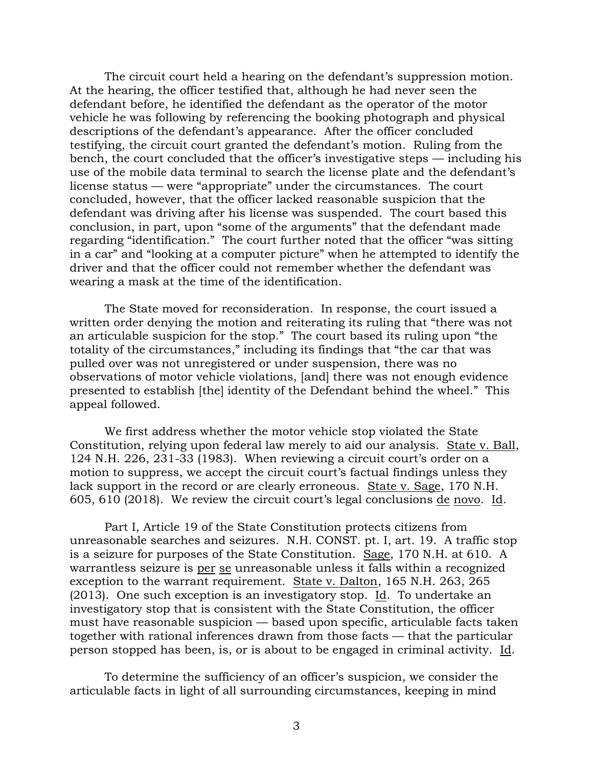The circuit court held a hearing on the defendant's suppression motion. At the hearing, the officer testified that, although he had never seen the defendant before, he identified the defendant as the operator of the motor vehicle he was following by referencing the booking photograph and physical descriptions of the defendant's appearance. After the officer concluded testifying, the circuit court granted the defendant's motion. Ruling from the bench, the court concluded that the officer's investigative steps — including his use of the mobile data terminal to search the license plate and the defendant's license status — were "appropriate" under the circumstances. The court concluded, however, that the officer lacked reasonable suspicion that the defendant was driving after his license was suspended. The court based this conclusion, in part, upon "some of the arguments" that the defendant made regarding "identification." The court further noted that the officer "was sitting in a car" and "looking at a computer picture" when he attempted to identify the driver and that the officer could not remember whether the defendant was wearing a mask at the time of the identification.

The State moved for reconsideration. In response, the court issued a written order denying the motion and reiterating its ruling that "there was not an articulable suspicion for the stop." The court based its ruling upon "the totality of the circumstances," including its findings that "the car that was pulled over was not unregistered or under suspension, there was no observations of motor vehicle violations, [and] there was not enough evidence presented to establish [the] identity of the Defendant behind the wheel." This appeal followed.

We first address whether the motor vehicle stop violated the State Constitution, relying upon federal law merely to aid our analysis. State v. Ball, 124 N.H. 226, 231-33 (1983). When reviewing a circuit court's order on a motion to suppress, we accept the circuit court's factual findings unless they lack support in the record or are clearly erroneous. State v. Sage, 170 N.H. 605, 610 (2018). We review the circuit court's legal conclusions de novo. Id.

Part I, Article 19 of the State Constitution protects citizens from unreasonable searches and seizures. N.H. CONST. pt. I, art. 19. A traffic stop is a seizure for purposes of the State Constitution. Sage, 170 N.H. at 610. A warrantless seizure is per se unreasonable unless it falls within a recognized exception to the warrant requirement. State v. Dalton, 165 N.H. 263, 265 (2013). One such exception is an investigatory stop. Id. To undertake an investigatory stop that is consistent with the State Constitution, the officer must have reasonable suspicion — based upon specific, articulable facts taken together with rational inferences drawn from those facts — that the particular person stopped has been, is, or is about to be engaged in criminal activity. Id.

To determine the sufficiency of an officer's suspicion, we consider the articulable facts in light of all surrounding circumstances, keeping in mind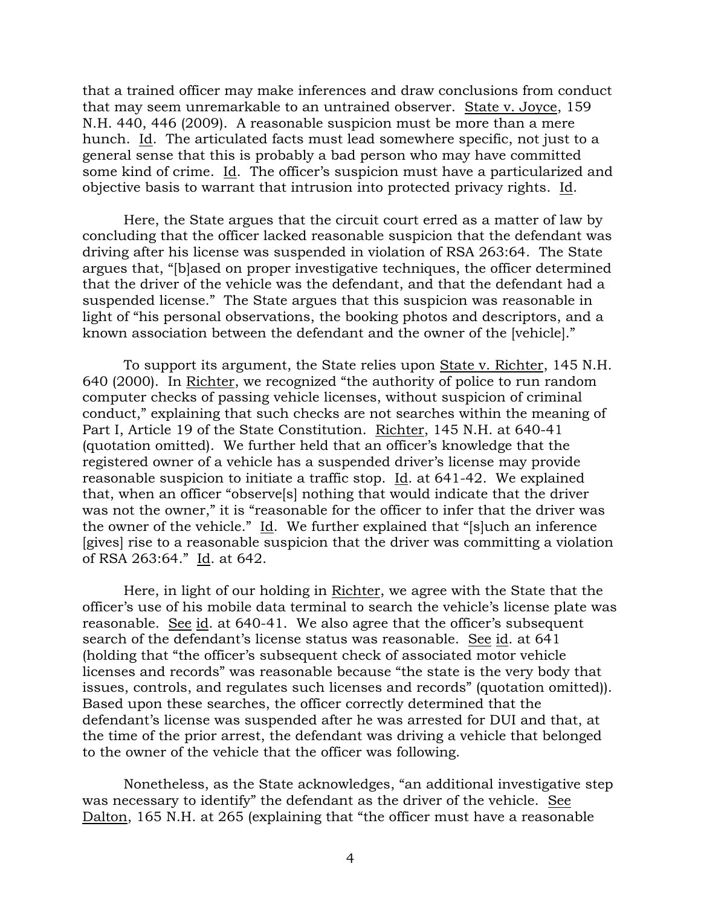that a trained officer may make inferences and draw conclusions from conduct that may seem unremarkable to an untrained observer. State v. Joyce, 159 N.H. 440, 446 (2009). A reasonable suspicion must be more than a mere hunch. Id. The articulated facts must lead somewhere specific, not just to a general sense that this is probably a bad person who may have committed some kind of crime. Id. The officer's suspicion must have a particularized and objective basis to warrant that intrusion into protected privacy rights. Id.

Here, the State argues that the circuit court erred as a matter of law by concluding that the officer lacked reasonable suspicion that the defendant was driving after his license was suspended in violation of RSA 263:64. The State argues that, "[b]ased on proper investigative techniques, the officer determined that the driver of the vehicle was the defendant, and that the defendant had a suspended license." The State argues that this suspicion was reasonable in light of "his personal observations, the booking photos and descriptors, and a known association between the defendant and the owner of the [vehicle]."

To support its argument, the State relies upon State v. Richter, 145 N.H. 640 (2000). In Richter, we recognized "the authority of police to run random computer checks of passing vehicle licenses, without suspicion of criminal conduct," explaining that such checks are not searches within the meaning of Part I, Article 19 of the State Constitution. Richter, 145 N.H. at 640-41 (quotation omitted). We further held that an officer's knowledge that the registered owner of a vehicle has a suspended driver's license may provide reasonable suspicion to initiate a traffic stop. Id. at 641-42. We explained that, when an officer "observe[s] nothing that would indicate that the driver was not the owner," it is "reasonable for the officer to infer that the driver was the owner of the vehicle." Id. We further explained that "[s]uch an inference [gives] rise to a reasonable suspicion that the driver was committing a violation of RSA 263:64." Id. at 642.

Here, in light of our holding in Richter, we agree with the State that the officer's use of his mobile data terminal to search the vehicle's license plate was reasonable. See id. at 640-41. We also agree that the officer's subsequent search of the defendant's license status was reasonable. See id. at 641 (holding that "the officer's subsequent check of associated motor vehicle licenses and records" was reasonable because "the state is the very body that issues, controls, and regulates such licenses and records" (quotation omitted)). Based upon these searches, the officer correctly determined that the defendant's license was suspended after he was arrested for DUI and that, at the time of the prior arrest, the defendant was driving a vehicle that belonged to the owner of the vehicle that the officer was following.

Nonetheless, as the State acknowledges, "an additional investigative step was necessary to identify" the defendant as the driver of the vehicle. See Dalton, 165 N.H. at 265 (explaining that "the officer must have a reasonable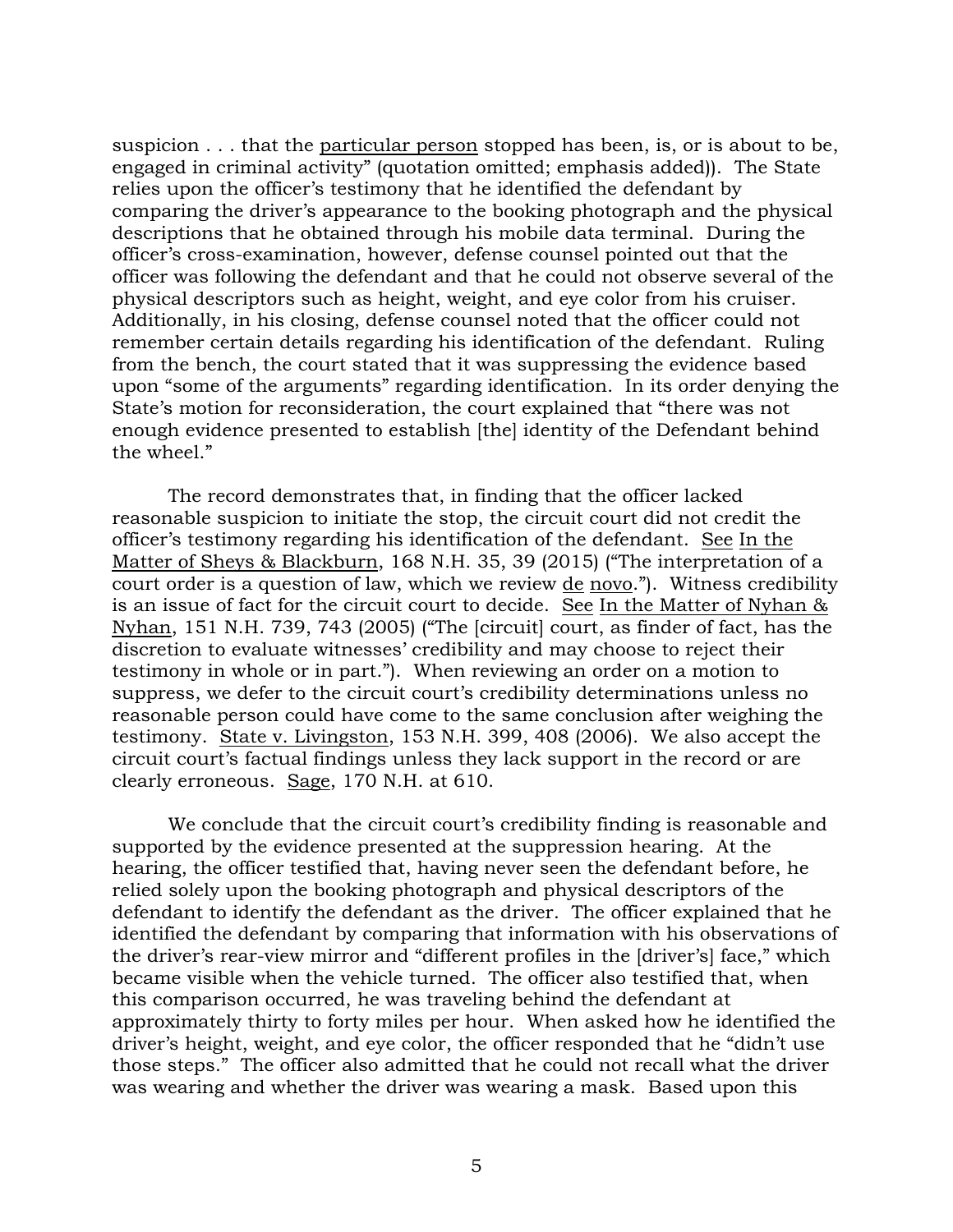suspicion . . . that the particular person stopped has been, is, or is about to be, engaged in criminal activity" (quotation omitted; emphasis added)). The State relies upon the officer's testimony that he identified the defendant by comparing the driver's appearance to the booking photograph and the physical descriptions that he obtained through his mobile data terminal. During the officer's cross-examination, however, defense counsel pointed out that the officer was following the defendant and that he could not observe several of the physical descriptors such as height, weight, and eye color from his cruiser. Additionally, in his closing, defense counsel noted that the officer could not remember certain details regarding his identification of the defendant. Ruling from the bench, the court stated that it was suppressing the evidence based upon "some of the arguments" regarding identification. In its order denying the State's motion for reconsideration, the court explained that "there was not enough evidence presented to establish [the] identity of the Defendant behind the wheel."

The record demonstrates that, in finding that the officer lacked reasonable suspicion to initiate the stop, the circuit court did not credit the officer's testimony regarding his identification of the defendant. See In the Matter of Sheys & Blackburn, 168 N.H. 35, 39 (2015) ("The interpretation of a court order is a question of law, which we review de novo."). Witness credibility is an issue of fact for the circuit court to decide. See In the Matter of Nyhan & Nyhan, 151 N.H. 739, 743 (2005) ("The [circuit] court, as finder of fact, has the discretion to evaluate witnesses' credibility and may choose to reject their testimony in whole or in part."). When reviewing an order on a motion to suppress, we defer to the circuit court's credibility determinations unless no reasonable person could have come to the same conclusion after weighing the testimony. State v. Livingston, 153 N.H. 399, 408 (2006). We also accept the circuit court's factual findings unless they lack support in the record or are clearly erroneous. Sage, 170 N.H. at 610.

We conclude that the circuit court's credibility finding is reasonable and supported by the evidence presented at the suppression hearing. At the hearing, the officer testified that, having never seen the defendant before, he relied solely upon the booking photograph and physical descriptors of the defendant to identify the defendant as the driver. The officer explained that he identified the defendant by comparing that information with his observations of the driver's rear-view mirror and "different profiles in the [driver's] face," which became visible when the vehicle turned. The officer also testified that, when this comparison occurred, he was traveling behind the defendant at approximately thirty to forty miles per hour. When asked how he identified the driver's height, weight, and eye color, the officer responded that he "didn't use those steps." The officer also admitted that he could not recall what the driver was wearing and whether the driver was wearing a mask. Based upon this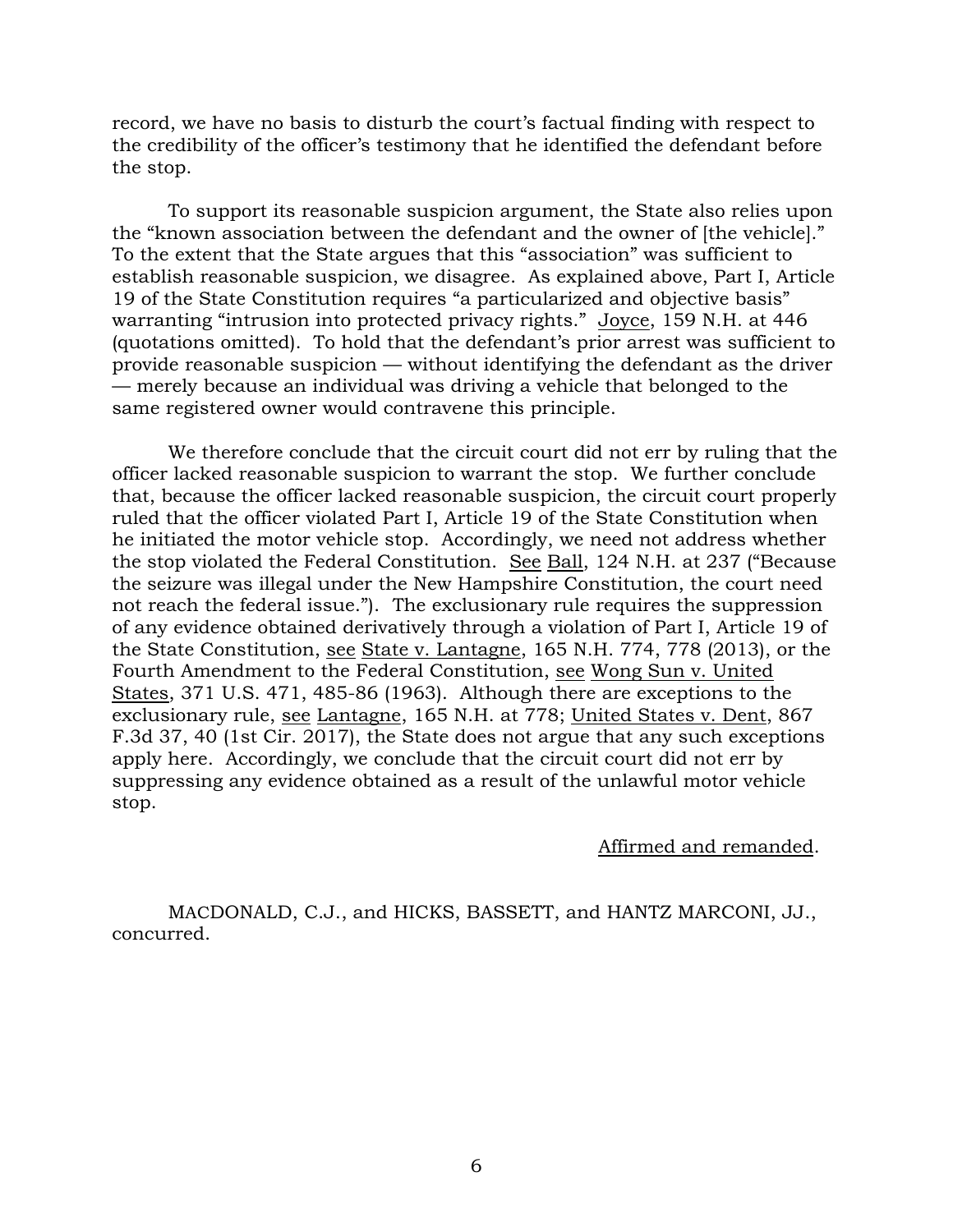record, we have no basis to disturb the court's factual finding with respect to the credibility of the officer's testimony that he identified the defendant before the stop.

To support its reasonable suspicion argument, the State also relies upon the "known association between the defendant and the owner of [the vehicle]." To the extent that the State argues that this "association" was sufficient to establish reasonable suspicion, we disagree. As explained above, Part I, Article 19 of the State Constitution requires "a particularized and objective basis" warranting "intrusion into protected privacy rights." Joyce, 159 N.H. at 446 (quotations omitted). To hold that the defendant's prior arrest was sufficient to provide reasonable suspicion — without identifying the defendant as the driver — merely because an individual was driving a vehicle that belonged to the same registered owner would contravene this principle.

We therefore conclude that the circuit court did not err by ruling that the officer lacked reasonable suspicion to warrant the stop. We further conclude that, because the officer lacked reasonable suspicion, the circuit court properly ruled that the officer violated Part I, Article 19 of the State Constitution when he initiated the motor vehicle stop. Accordingly, we need not address whether the stop violated the Federal Constitution. See Ball, 124 N.H. at 237 ("Because the seizure was illegal under the New Hampshire Constitution, the court need not reach the federal issue."). The exclusionary rule requires the suppression of any evidence obtained derivatively through a violation of Part I, Article 19 of the State Constitution, see State v. Lantagne, 165 N.H. 774, 778 (2013), or the Fourth Amendment to the Federal Constitution, see Wong Sun v. United States, 371 U.S. 471, 485-86 (1963). Although there are exceptions to the exclusionary rule, see Lantagne, 165 N.H. at 778; United States v. Dent, 867 F.3d 37, 40 (1st Cir. 2017), the State does not argue that any such exceptions apply here. Accordingly, we conclude that the circuit court did not err by suppressing any evidence obtained as a result of the unlawful motor vehicle stop.

Affirmed and remanded.

MACDONALD, C.J., and HICKS, BASSETT, and HANTZ MARCONI, JJ., concurred.